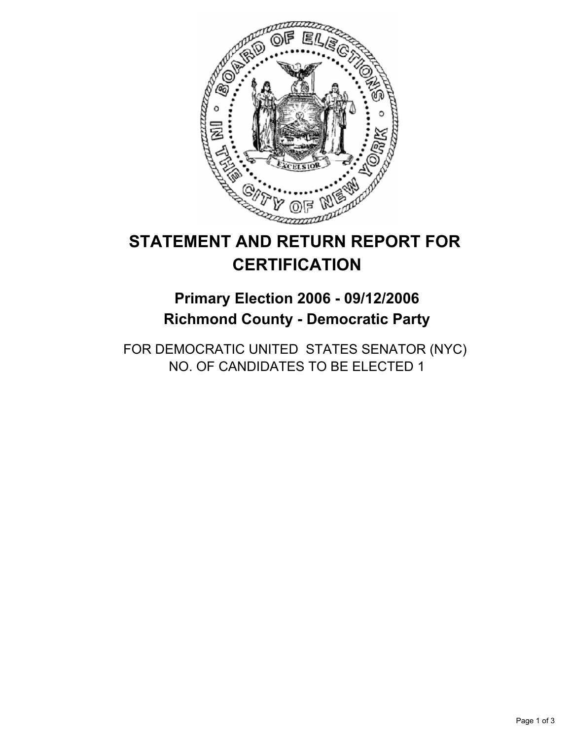# STATEMENT AND RETURN REPORT FOR CERTIFICATION

## Primary Election 2006 - 09/12/2006
## Richmond County - Democratic Party

FOR DEMOCRATIC UNITED STATES SENATOR (NYC)
NO. OF CANDIDATES TO BE ELECTED 1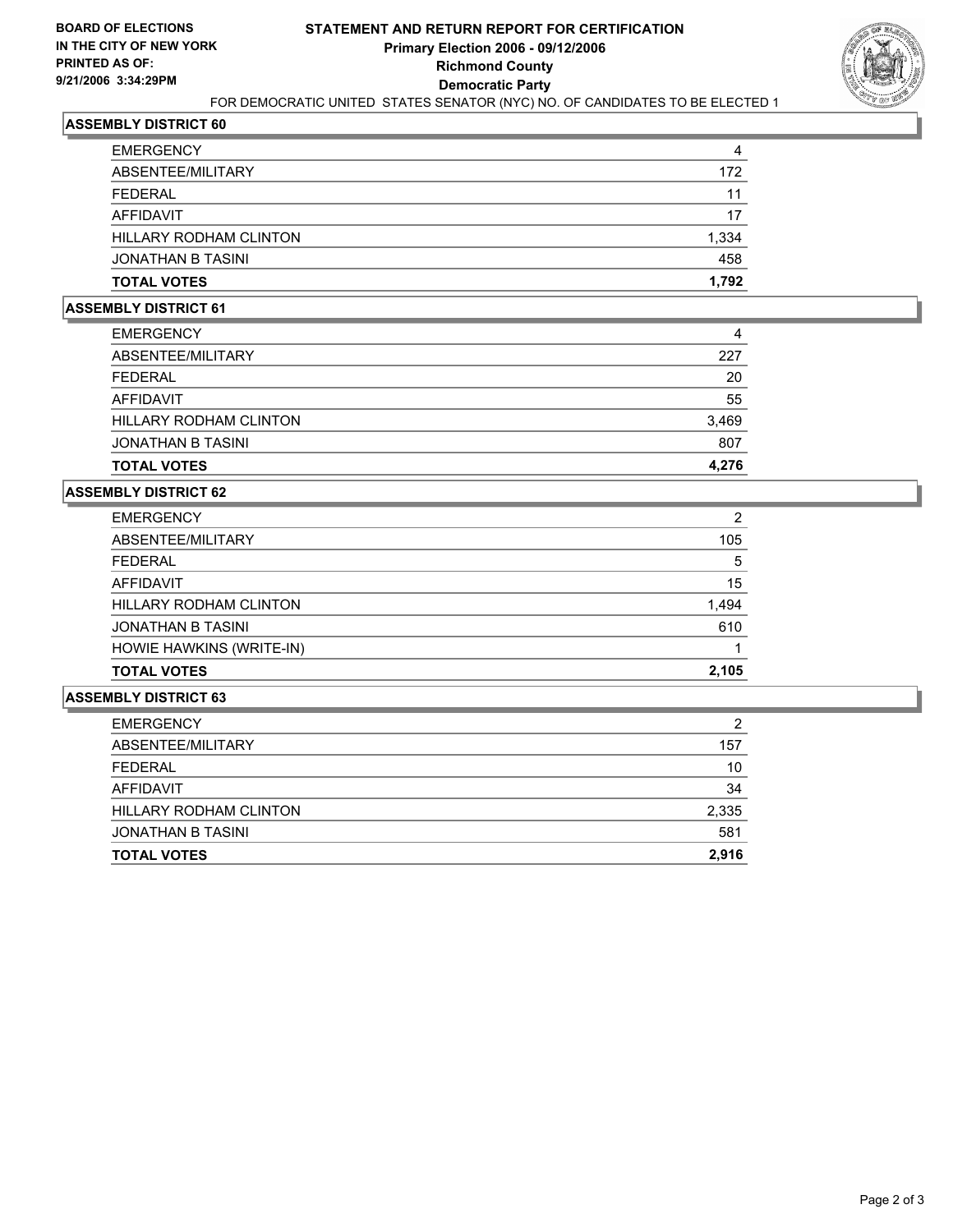**BOARD OF ELECTIONS IN THE CITY OF NEW YORK PRINTED AS OF: 9/21/2006 3:34:29PM**

# STATEMENT AND RETURN REPORT FOR CERTIFICATION
## Primary Election 2006 - 09/12/2006
## Richmond County
## Democratic Party

FOR DEMOCRATIC UNITED STATES SENATOR (NYC) NO. OF CANDIDATES TO BE ELECTED 1

### ASSEMBLY DISTRICT 60

| | |
|---|---|
| EMERGENCY | 4 |
| ABSENTEE/MILITARY | 172 |
| FEDERAL | 11 |
| AFFIDAVIT | 17 |
| HILLARY RODHAM CLINTON | 1,334 |
| JONATHAN B TASINI | 458 |
| **TOTAL VOTES** | **1,792** |

### ASSEMBLY DISTRICT 61

| | |
|---|---|
| EMERGENCY | 4 |
| ABSENTEE/MILITARY | 227 |
| FEDERAL | 20 |
| AFFIDAVIT | 55 |
| HILLARY RODHAM CLINTON | 3,469 |
| JONATHAN B TASINI | 807 |
| **TOTAL VOTES** | **4,276** |

### ASSEMBLY DISTRICT 62

| | |
|---|---|
| EMERGENCY | 2 |
| ABSENTEE/MILITARY | 105 |
| FEDERAL | 5 |
| AFFIDAVIT | 15 |
| HILLARY RODHAM CLINTON | 1,494 |
| JONATHAN B TASINI | 610 |
| HOWIE HAWKINS (WRITE-IN) | 1 |
| **TOTAL VOTES** | **2,105** |

### ASSEMBLY DISTRICT 63

| | |
|---|---|
| EMERGENCY | 2 |
| ABSENTEE/MILITARY | 157 |
| FEDERAL | 10 |
| AFFIDAVIT | 34 |
| HILLARY RODHAM CLINTON | 2,335 |
| JONATHAN B TASINI | 581 |
| **TOTAL VOTES** | **2,916** |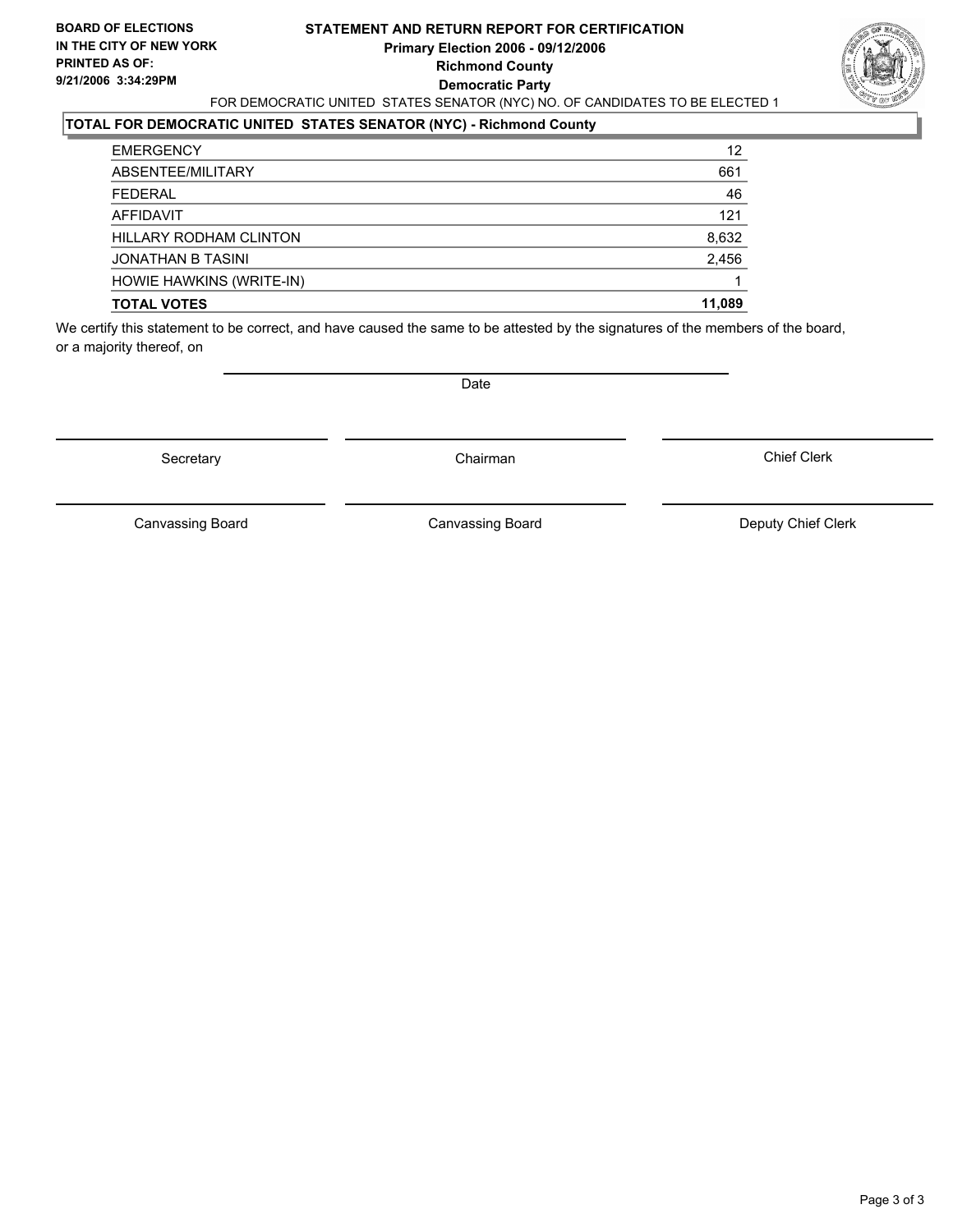BOARD OF ELECTIONS
IN THE CITY OF NEW YORK
PRINTED AS OF:
9/21/2006 3:34:29PM

**STATEMENT AND RETURN REPORT FOR CERTIFICATION**
**Primary Election 2006 - 09/12/2006**
**Richmond County**
**Democratic Party**

FOR DEMOCRATIC UNITED STATES SENATOR (NYC) NO. OF CANDIDATES TO BE ELECTED 1

**TOTAL FOR DEMOCRATIC UNITED STATES SENATOR (NYC) - Richmond County**

| | |
|---|---|
| EMERGENCY | 12 |
| ABSENTEE/MILITARY | 661 |
| FEDERAL | 46 |
| AFFIDAVIT | 121 |
| HILLARY RODHAM CLINTON | 8,632 |
| JONATHAN B TASINI | 2,456 |
| HOWIE HAWKINS (WRITE-IN) | 1 |
| **TOTAL VOTES** | **11,089** |

We certify this statement to be correct, and have caused the same to be attested by the signatures of the members of the board, or a majority thereof, on

Date

Secretary        Chairman        Chief Clerk

Canvassing Board        Canvassing Board        Deputy Chief Clerk